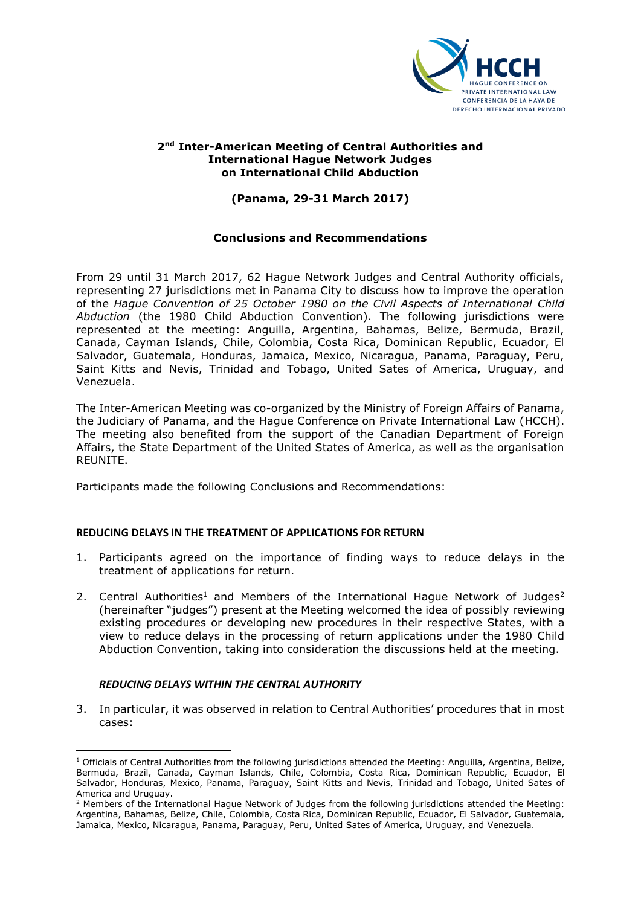## 2nd Inter-American Meeting of Central Authorities and International Hague Network Judges on International Child Abduction

### (Panama, 29-31 March 2017)

### Conclusions and Recommendations

From 29 until 31 March 2017, 62 Hague Network Judges and Central Authority officials, representing 27 jurisdictions met in Panama City to discuss how to improve the operation of the *Hague Convention of 25 October 1980 on the Civil Aspects of International Child Abduction* (the 1980 Child Abduction Convention). The following jurisdictions were represented at the meeting: Anguilla, Argentina, Bahamas, Belize, Bermuda, Brazil, Canada, Cayman Islands, Chile, Colombia, Costa Rica, Dominican Republic, Ecuador, El Salvador, Guatemala, Honduras, Jamaica, Mexico, Nicaragua, Panama, Paraguay, Peru, Saint Kitts and Nevis, Trinidad and Tobago, United Sates of America, Uruguay, and Venezuela.

The Inter-American Meeting was co-organized by the Ministry of Foreign Affairs of Panama, the Judiciary of Panama, and the Hague Conference on Private International Law (HCCH). The meeting also benefited from the support of the Canadian Department of Foreign Affairs, the State Department of the United States of America, as well as the organisation REUNITE.

Participants made the following Conclusions and Recommendations:

#### REDUCING DELAYS IN THE TREATMENT OF APPLICATIONS FOR RETURN

1. Participants agreed on the importance of finding ways to reduce delays in the treatment of applications for return.
2. Central Authorities[1] and Members of the International Hague Network of Judges[2] (hereinafter "judges") present at the Meeting welcomed the idea of possibly reviewing existing procedures or developing new procedures in their respective States, with a view to reduce delays in the processing of return applications under the 1980 Child Abduction Convention, taking into consideration the discussions held at the meeting.

##### *REDUCING DELAYS WITHIN THE CENTRAL AUTHORITY*

3. In particular, it was observed in relation to Central Authorities' procedures that in most cases:

---

[1] Officials of Central Authorities from the following jurisdictions attended the Meeting: Anguilla, Argentina, Belize, Bermuda, Brazil, Canada, Cayman Islands, Chile, Colombia, Costa Rica, Dominican Republic, Ecuador, El Salvador, Honduras, Mexico, Panama, Paraguay, Saint Kitts and Nevis, Trinidad and Tobago, United Sates of America and Uruguay.

[2] Members of the International Hague Network of Judges from the following jurisdictions attended the Meeting: Argentina, Bahamas, Belize, Chile, Colombia, Costa Rica, Dominican Republic, Ecuador, El Salvador, Guatemala, Jamaica, Mexico, Nicaragua, Panama, Paraguay, Peru, United Sates of America, Uruguay, and Venezuela.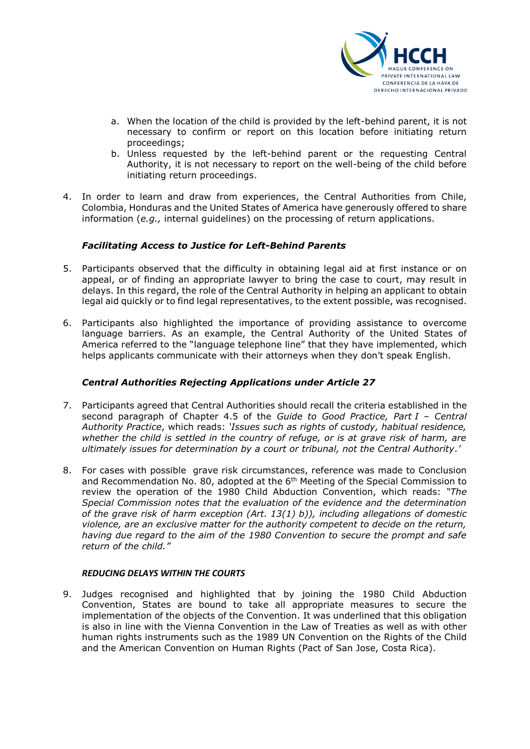a. When the location of the child is provided by the left-behind parent, it is not necessary to confirm or report on this location before initiating return proceedings;
b. Unless requested by the left-behind parent or the requesting Central Authority, it is not necessary to report on the well-being of the child before initiating return proceedings.

4. In order to learn and draw from experiences, the Central Authorities from Chile, Colombia, Honduras and the United States of America have generously offered to share information (*e.g.,* internal guidelines) on the processing of return applications.

### *Facilitating Access to Justice for Left-Behind Parents*

5. Participants observed that the difficulty in obtaining legal aid at first instance or on appeal, or of finding an appropriate lawyer to bring the case to court, may result in delays. In this regard, the role of the Central Authority in helping an applicant to obtain legal aid quickly or to find legal representatives, to the extent possible, was recognised.

6. Participants also highlighted the importance of providing assistance to overcome language barriers. As an example, the Central Authority of the United States of America referred to the "language telephone line" that they have implemented, which helps applicants communicate with their attorneys when they don't speak English.

### *Central Authorities Rejecting Applications under Article 27*

7. Participants agreed that Central Authorities should recall the criteria established in the second paragraph of Chapter 4.5 of the *Guide to Good Practice, Part I – Central Authority Practice*, which reads: *'Issues such as rights of custody, habitual residence, whether the child is settled in the country of refuge, or is at grave risk of harm, are ultimately issues for determination by a court or tribunal, not the Central Authority.'*

8. For cases with possible grave risk circumstances, reference was made to Conclusion and Recommendation No. 80, adopted at the 6th Meeting of the Special Commission to review the operation of the 1980 Child Abduction Convention, which reads: *"The Special Commission notes that the evaluation of the evidence and the determination of the grave risk of harm exception (Art. 13(1) b)), including allegations of domestic violence, are an exclusive matter for the authority competent to decide on the return, having due regard to the aim of the 1980 Convention to secure the prompt and safe return of the child."*

#### ***REDUCING DELAYS WITHIN THE COURTS***

9. Judges recognised and highlighted that by joining the 1980 Child Abduction Convention, States are bound to take all appropriate measures to secure the implementation of the objects of the Convention. It was underlined that this obligation is also in line with the Vienna Convention in the Law of Treaties as well as with other human rights instruments such as the 1989 UN Convention on the Rights of the Child and the American Convention on Human Rights (Pact of San Jose, Costa Rica).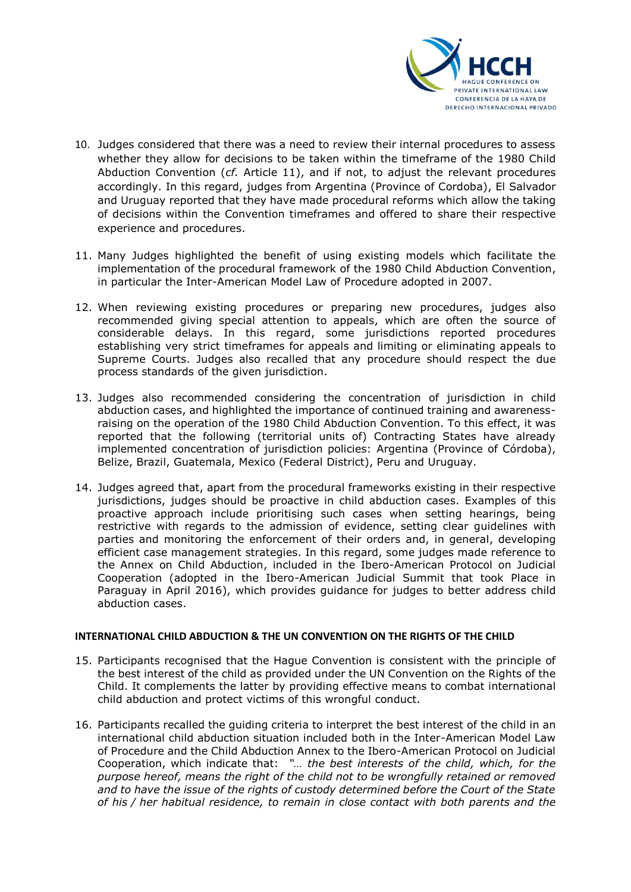10. Judges considered that there was a need to review their internal procedures to assess whether they allow for decisions to be taken within the timeframe of the 1980 Child Abduction Convention (*cf.* Article 11), and if not, to adjust the relevant procedures accordingly. In this regard, judges from Argentina (Province of Cordoba), El Salvador and Uruguay reported that they have made procedural reforms which allow the taking of decisions within the Convention timeframes and offered to share their respective experience and procedures.

11. Many Judges highlighted the benefit of using existing models which facilitate the implementation of the procedural framework of the 1980 Child Abduction Convention, in particular the Inter-American Model Law of Procedure adopted in 2007.

12. When reviewing existing procedures or preparing new procedures, judges also recommended giving special attention to appeals, which are often the source of considerable delays. In this regard, some jurisdictions reported procedures establishing very strict timeframes for appeals and limiting or eliminating appeals to Supreme Courts. Judges also recalled that any procedure should respect the due process standards of the given jurisdiction.

13. Judges also recommended considering the concentration of jurisdiction in child abduction cases, and highlighted the importance of continued training and awareness-raising on the operation of the 1980 Child Abduction Convention. To this effect, it was reported that the following (territorial units of) Contracting States have already implemented concentration of jurisdiction policies: Argentina (Province of Córdoba), Belize, Brazil, Guatemala, Mexico (Federal District), Peru and Uruguay.

14. Judges agreed that, apart from the procedural frameworks existing in their respective jurisdictions, judges should be proactive in child abduction cases. Examples of this proactive approach include prioritising such cases when setting hearings, being restrictive with regards to the admission of evidence, setting clear guidelines with parties and monitoring the enforcement of their orders and, in general, developing efficient case management strategies. In this regard, some judges made reference to the Annex on Child Abduction, included in the Ibero-American Protocol on Judicial Cooperation (adopted in the Ibero-American Judicial Summit that took Place in Paraguay in April 2016), which provides guidance for judges to better address child abduction cases.

**INTERNATIONAL CHILD ABDUCTION & THE UN CONVENTION ON THE RIGHTS OF THE CHILD**

15. Participants recognised that the Hague Convention is consistent with the principle of the best interest of the child as provided under the UN Convention on the Rights of the Child. It complements the latter by providing effective means to combat international child abduction and protect victims of this wrongful conduct.

16. Participants recalled the guiding criteria to interpret the best interest of the child in an international child abduction situation included both in the Inter-American Model Law of Procedure and the Child Abduction Annex to the Ibero-American Protocol on Judicial Cooperation, which indicate that: *"… the best interests of the child, which, for the purpose hereof, means the right of the child not to be wrongfully retained or removed and to have the issue of the rights of custody determined before the Court of the State of his / her habitual residence, to remain in close contact with both parents and the*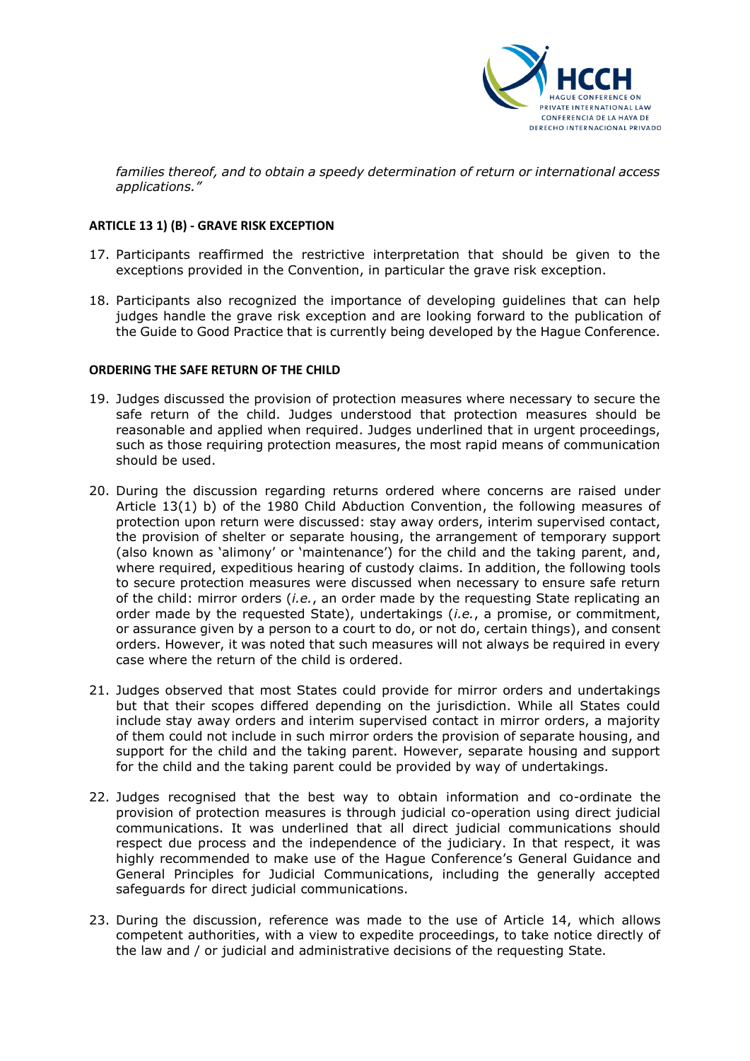*families thereof, and to obtain a speedy determination of return or international access applications."*

**ARTICLE 13 1) (B) - GRAVE RISK EXCEPTION**

17. Participants reaffirmed the restrictive interpretation that should be given to the exceptions provided in the Convention, in particular the grave risk exception.

18. Participants also recognized the importance of developing guidelines that can help judges handle the grave risk exception and are looking forward to the publication of the Guide to Good Practice that is currently being developed by the Hague Conference.

**ORDERING THE SAFE RETURN OF THE CHILD**

19. Judges discussed the provision of protection measures where necessary to secure the safe return of the child. Judges understood that protection measures should be reasonable and applied when required. Judges underlined that in urgent proceedings, such as those requiring protection measures, the most rapid means of communication should be used.

20. During the discussion regarding returns ordered where concerns are raised under Article 13(1) b) of the 1980 Child Abduction Convention, the following measures of protection upon return were discussed: stay away orders, interim supervised contact, the provision of shelter or separate housing, the arrangement of temporary support (also known as 'alimony' or 'maintenance') for the child and the taking parent, and, where required, expeditious hearing of custody claims. In addition, the following tools to secure protection measures were discussed when necessary to ensure safe return of the child: mirror orders (*i.e.*, an order made by the requesting State replicating an order made by the requested State), undertakings (*i.e.*, a promise, or commitment, or assurance given by a person to a court to do, or not do, certain things), and consent orders. However, it was noted that such measures will not always be required in every case where the return of the child is ordered.

21. Judges observed that most States could provide for mirror orders and undertakings but that their scopes differed depending on the jurisdiction. While all States could include stay away orders and interim supervised contact in mirror orders, a majority of them could not include in such mirror orders the provision of separate housing, and support for the child and the taking parent. However, separate housing and support for the child and the taking parent could be provided by way of undertakings.

22. Judges recognised that the best way to obtain information and co-ordinate the provision of protection measures is through judicial co-operation using direct judicial communications. It was underlined that all direct judicial communications should respect due process and the independence of the judiciary. In that respect, it was highly recommended to make use of the Hague Conference's General Guidance and General Principles for Judicial Communications, including the generally accepted safeguards for direct judicial communications.

23. During the discussion, reference was made to the use of Article 14, which allows competent authorities, with a view to expedite proceedings, to take notice directly of the law and / or judicial and administrative decisions of the requesting State.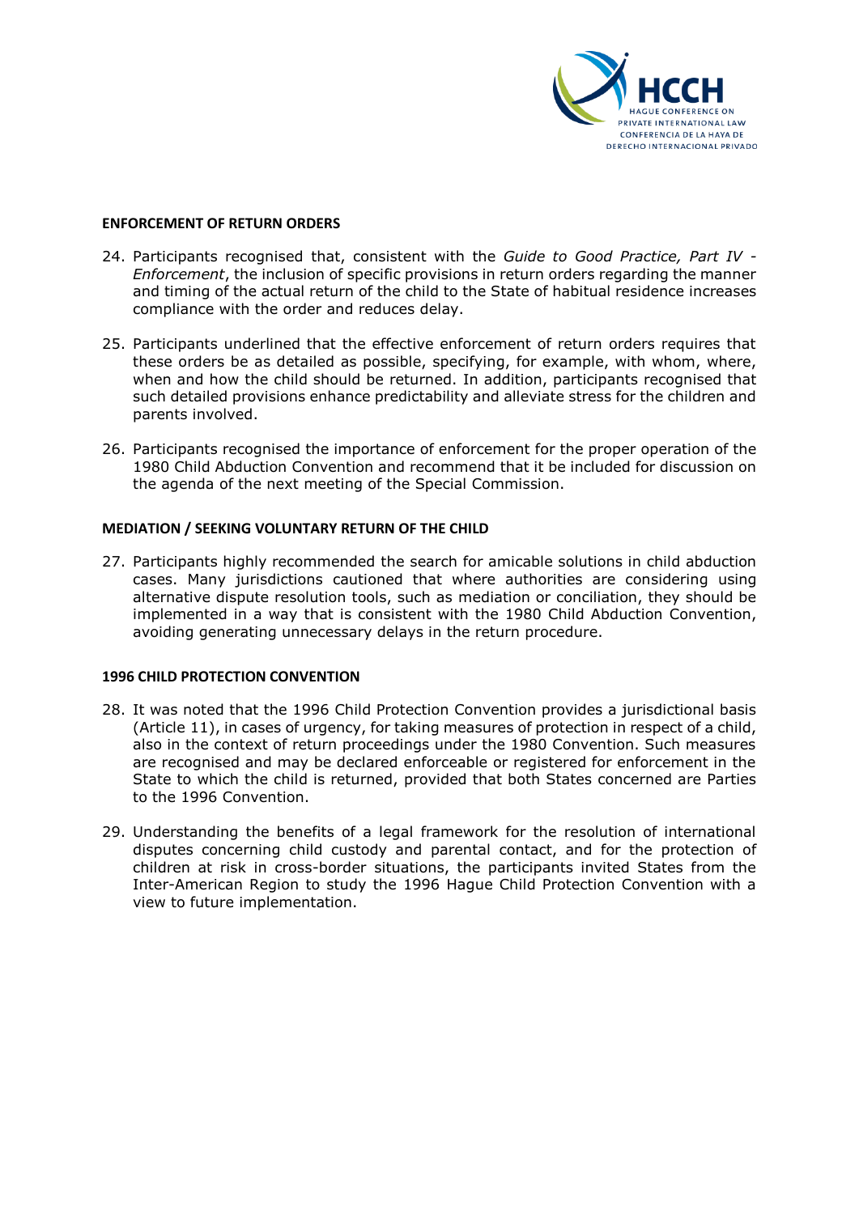#### ENFORCEMENT OF RETURN ORDERS

24. Participants recognised that, consistent with the *Guide to Good Practice, Part IV - Enforcement*, the inclusion of specific provisions in return orders regarding the manner and timing of the actual return of the child to the State of habitual residence increases compliance with the order and reduces delay.

25. Participants underlined that the effective enforcement of return orders requires that these orders be as detailed as possible, specifying, for example, with whom, where, when and how the child should be returned. In addition, participants recognised that such detailed provisions enhance predictability and alleviate stress for the children and parents involved.

26. Participants recognised the importance of enforcement for the proper operation of the 1980 Child Abduction Convention and recommend that it be included for discussion on the agenda of the next meeting of the Special Commission.

#### MEDIATION / SEEKING VOLUNTARY RETURN OF THE CHILD

27. Participants highly recommended the search for amicable solutions in child abduction cases. Many jurisdictions cautioned that where authorities are considering using alternative dispute resolution tools, such as mediation or conciliation, they should be implemented in a way that is consistent with the 1980 Child Abduction Convention, avoiding generating unnecessary delays in the return procedure.

#### 1996 CHILD PROTECTION CONVENTION

28. It was noted that the 1996 Child Protection Convention provides a jurisdictional basis (Article 11), in cases of urgency, for taking measures of protection in respect of a child, also in the context of return proceedings under the 1980 Convention. Such measures are recognised and may be declared enforceable or registered for enforcement in the State to which the child is returned, provided that both States concerned are Parties to the 1996 Convention.

29. Understanding the benefits of a legal framework for the resolution of international disputes concerning child custody and parental contact, and for the protection of children at risk in cross-border situations, the participants invited States from the Inter-American Region to study the 1996 Hague Child Protection Convention with a view to future implementation.